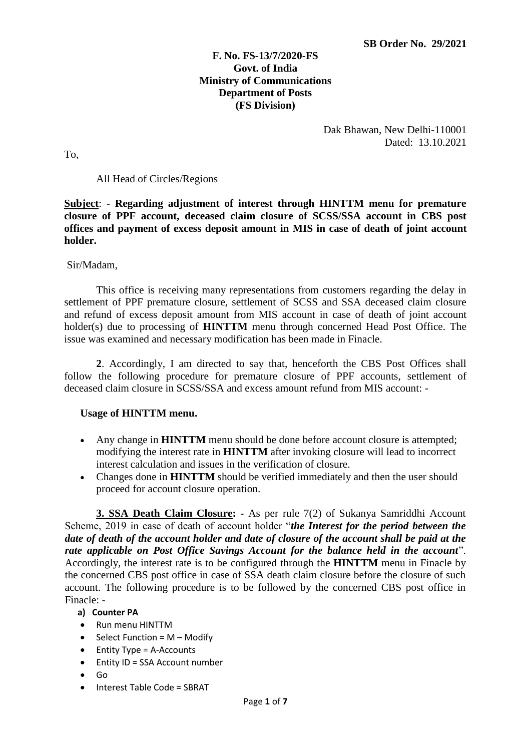**SB Order No. 29/2021**

**F. No. FS-13/7/2020-FS**
**Govt. of India**
**Ministry of Communications**
**Department of Posts**
**(FS Division)**

Dak Bhawan, New Delhi-110001
Dated: 13.10.2021

To,

All Head of Circles/Regions

**Subject**: - **Regarding adjustment of interest through HINTTM menu for premature closure of PPF account, deceased claim closure of SCSS/SSA account in CBS post offices and payment of excess deposit amount in MIS in case of death of joint account holder.**

Sir/Madam,

This office is receiving many representations from customers regarding the delay in settlement of PPF premature closure, settlement of SCSS and SSA deceased claim closure and refund of excess deposit amount from MIS account in case of death of joint account holder(s) due to processing of **HINTTM** menu through concerned Head Post Office. The issue was examined and necessary modification has been made in Finacle.

**2**. Accordingly, I am directed to say that, henceforth the CBS Post Offices shall follow the following procedure for premature closure of PPF accounts, settlement of deceased claim closure in SCSS/SSA and excess amount refund from MIS account: -

**Usage of HINTTM menu.**

- Any change in **HINTTM** menu should be done before account closure is attempted; modifying the interest rate in **HINTTM** after invoking closure will lead to incorrect interest calculation and issues in the verification of closure.
- Changes done in **HINTTM** should be verified immediately and then the user should proceed for account closure operation.

**3. SSA Death Claim Closure: -** As per rule 7(2) of Sukanya Samriddhi Account Scheme, 2019 in case of death of account holder "***the Interest for the period between the date of death of the account holder and date of closure of the account shall be paid at the rate applicable on Post Office Savings Account for the balance held in the account***". Accordingly, the interest rate is to be configured through the **HINTTM** menu in Finacle by the concerned CBS post office in case of SSA death claim closure before the closure of such account. The following procedure is to be followed by the concerned CBS post office in Finacle: -

**a) Counter PA**

- Run menu HINTTM
- Select Function = M – Modify
- Entity Type = A-Accounts
- Entity ID = SSA Account number
- Go
- Interest Table Code = SBRAT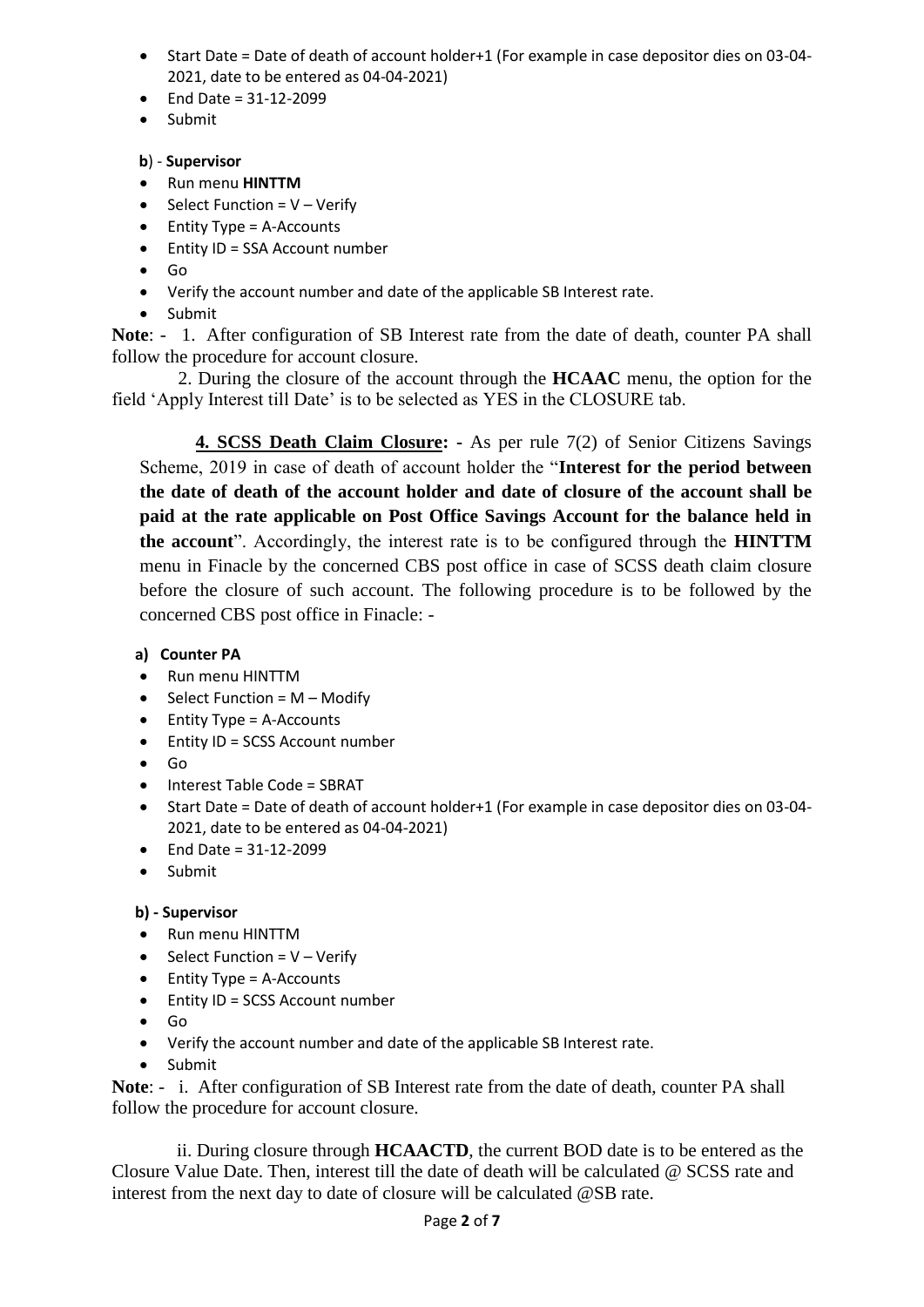- Start Date = Date of death of account holder+1 (For example in case depositor dies on 03-04-2021, date to be entered as 04-04-2021)
- End Date = 31-12-2099
- Submit

**b**) - **Supervisor**

- Run menu **HINTTM**
- Select Function = V – Verify
- Entity Type = A-Accounts
- Entity ID = SSA Account number
- Go
- Verify the account number and date of the applicable SB Interest rate.
- Submit

**Note**: - 1. After configuration of SB Interest rate from the date of death, counter PA shall follow the procedure for account closure.

2. During the closure of the account through the **HCAAC** menu, the option for the field 'Apply Interest till Date' is to be selected as YES in the CLOSURE tab.

**4. SCSS Death Claim Closure: -** As per rule 7(2) of Senior Citizens Savings Scheme, 2019 in case of death of account holder the "**Interest for the period between the date of death of the account holder and date of closure of the account shall be paid at the rate applicable on Post Office Savings Account for the balance held in the account**". Accordingly, the interest rate is to be configured through the **HINTTM** menu in Finacle by the concerned CBS post office in case of SCSS death claim closure before the closure of such account. The following procedure is to be followed by the concerned CBS post office in Finacle: -

**a) Counter PA**

- Run menu HINTTM
- Select Function = M – Modify
- Entity Type = A-Accounts
- Entity ID = SCSS Account number
- Go
- Interest Table Code = SBRAT
- Start Date = Date of death of account holder+1 (For example in case depositor dies on 03-04-2021, date to be entered as 04-04-2021)
- End Date = 31-12-2099
- Submit

**b) - Supervisor**

- Run menu HINTTM
- Select Function = V – Verify
- Entity Type = A-Accounts
- Entity ID = SCSS Account number
- Go
- Verify the account number and date of the applicable SB Interest rate.
- Submit

**Note**: - i. After configuration of SB Interest rate from the date of death, counter PA shall follow the procedure for account closure.

ii. During closure through **HCAACTD**, the current BOD date is to be entered as the Closure Value Date. Then, interest till the date of death will be calculated @ SCSS rate and interest from the next day to date of closure will be calculated @SB rate.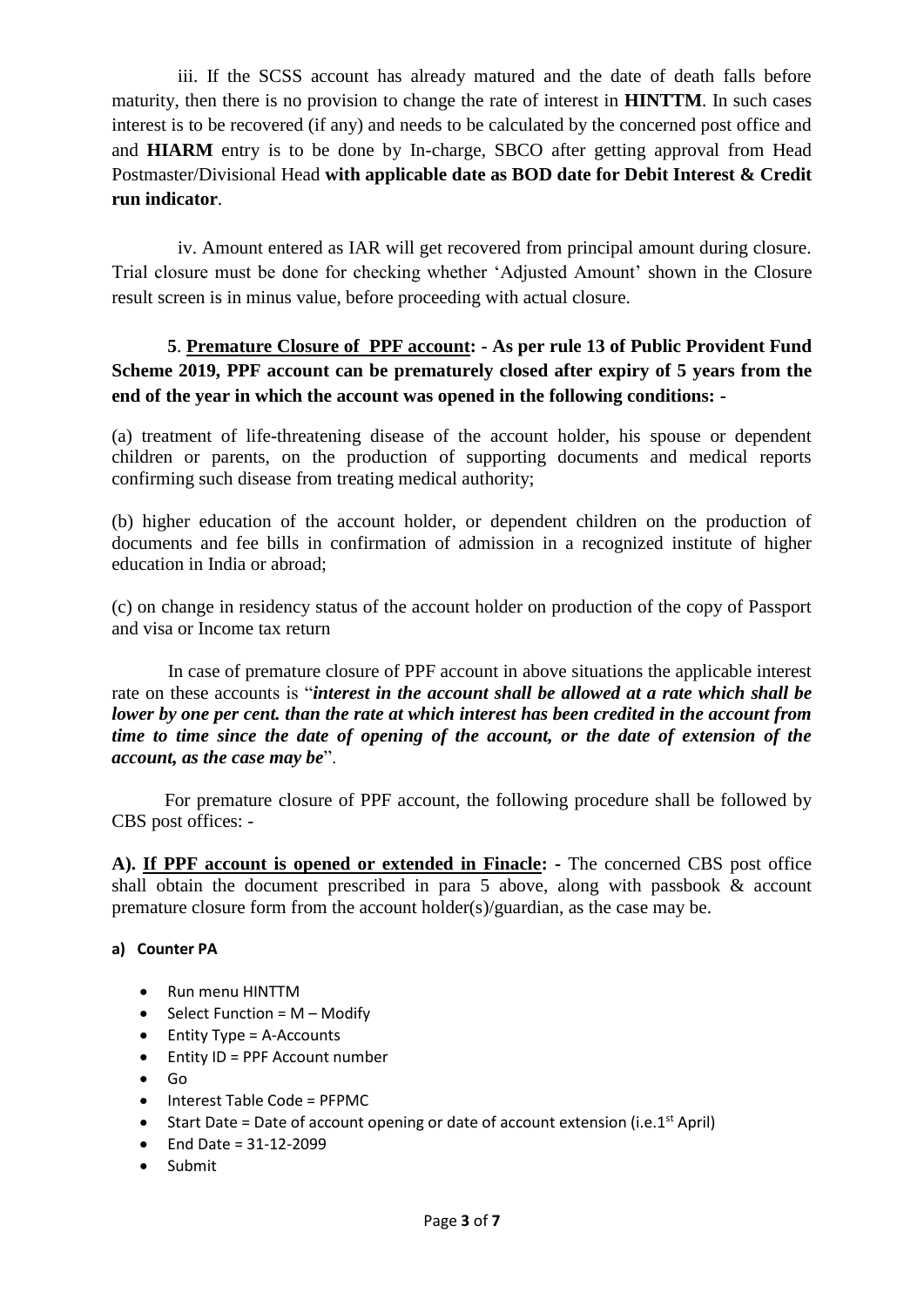iii. If the SCSS account has already matured and the date of death falls before maturity, then there is no provision to change the rate of interest in **HINTTM**. In such cases interest is to be recovered (if any) and needs to be calculated by the concerned post office and and **HIARM** entry is to be done by In-charge, SBCO after getting approval from Head Postmaster/Divisional Head **with applicable date as BOD date for Debit Interest & Credit run indicator**.

iv. Amount entered as IAR will get recovered from principal amount during closure. Trial closure must be done for checking whether 'Adjusted Amount' shown in the Closure result screen is in minus value, before proceeding with actual closure.

**5**. **Premature Closure of PPF account: - As per rule 13 of Public Provident Fund Scheme 2019, PPF account can be prematurely closed after expiry of 5 years from the end of the year in which the account was opened in the following conditions: -**

(a) treatment of life-threatening disease of the account holder, his spouse or dependent children or parents, on the production of supporting documents and medical reports confirming such disease from treating medical authority;

(b) higher education of the account holder, or dependent children on the production of documents and fee bills in confirmation of admission in a recognized institute of higher education in India or abroad;

(c) on change in residency status of the account holder on production of the copy of Passport and visa or Income tax return

In case of premature closure of PPF account in above situations the applicable interest rate on these accounts is "***interest in the account shall be allowed at a rate which shall be lower by one per cent. than the rate at which interest has been credited in the account from time to time since the date of opening of the account, or the date of extension of the account, as the case may be***".

For premature closure of PPF account, the following procedure shall be followed by CBS post offices: -

**A). If PPF account is opened or extended in Finacle: -** The concerned CBS post office shall obtain the document prescribed in para 5 above, along with passbook & account premature closure form from the account holder(s)/guardian, as the case may be.

**a) Counter PA**

- Run menu HINTTM
- Select Function = M – Modify
- Entity Type = A-Accounts
- Entity ID = PPF Account number
- Go
- Interest Table Code = PFPMC
- Start Date = Date of account opening or date of account extension (i.e.1st April)
- End Date = 31-12-2099
- Submit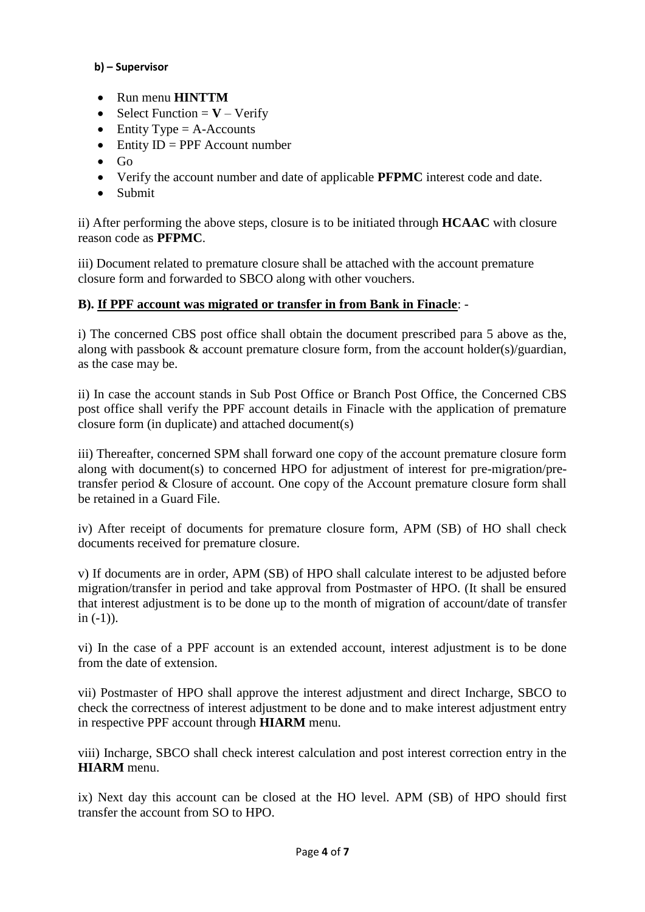**b) – Supervisor**

- Run menu **HINTTM**
- Select Function = **V** – Verify
- Entity Type = A-Accounts
- Entity ID = PPF Account number
- Go
- Verify the account number and date of applicable **PFPMC** interest code and date.
- Submit

ii) After performing the above steps, closure is to be initiated through **HCAAC** with closure reason code as **PFPMC**.

iii) Document related to premature closure shall be attached with the account premature closure form and forwarded to SBCO along with other vouchers.

**B). <u>If PPF account was migrated or transfer in from Bank in Finacle</u>**: -

i) The concerned CBS post office shall obtain the document prescribed para 5 above as the, along with passbook & account premature closure form, from the account holder(s)/guardian, as the case may be.

ii) In case the account stands in Sub Post Office or Branch Post Office, the Concerned CBS post office shall verify the PPF account details in Finacle with the application of premature closure form (in duplicate) and attached document(s)

iii) Thereafter, concerned SPM shall forward one copy of the account premature closure form along with document(s) to concerned HPO for adjustment of interest for pre-migration/pre-transfer period & Closure of account. One copy of the Account premature closure form shall be retained in a Guard File.

iv) After receipt of documents for premature closure form, APM (SB) of HO shall check documents received for premature closure.

v) If documents are in order, APM (SB) of HPO shall calculate interest to be adjusted before migration/transfer in period and take approval from Postmaster of HPO. (It shall be ensured that interest adjustment is to be done up to the month of migration of account/date of transfer in (-1)).

vi) In the case of a PPF account is an extended account, interest adjustment is to be done from the date of extension.

vii) Postmaster of HPO shall approve the interest adjustment and direct Incharge, SBCO to check the correctness of interest adjustment to be done and to make interest adjustment entry in respective PPF account through **HIARM** menu.

viii) Incharge, SBCO shall check interest calculation and post interest correction entry in the **HIARM** menu.

ix) Next day this account can be closed at the HO level. APM (SB) of HPO should first transfer the account from SO to HPO.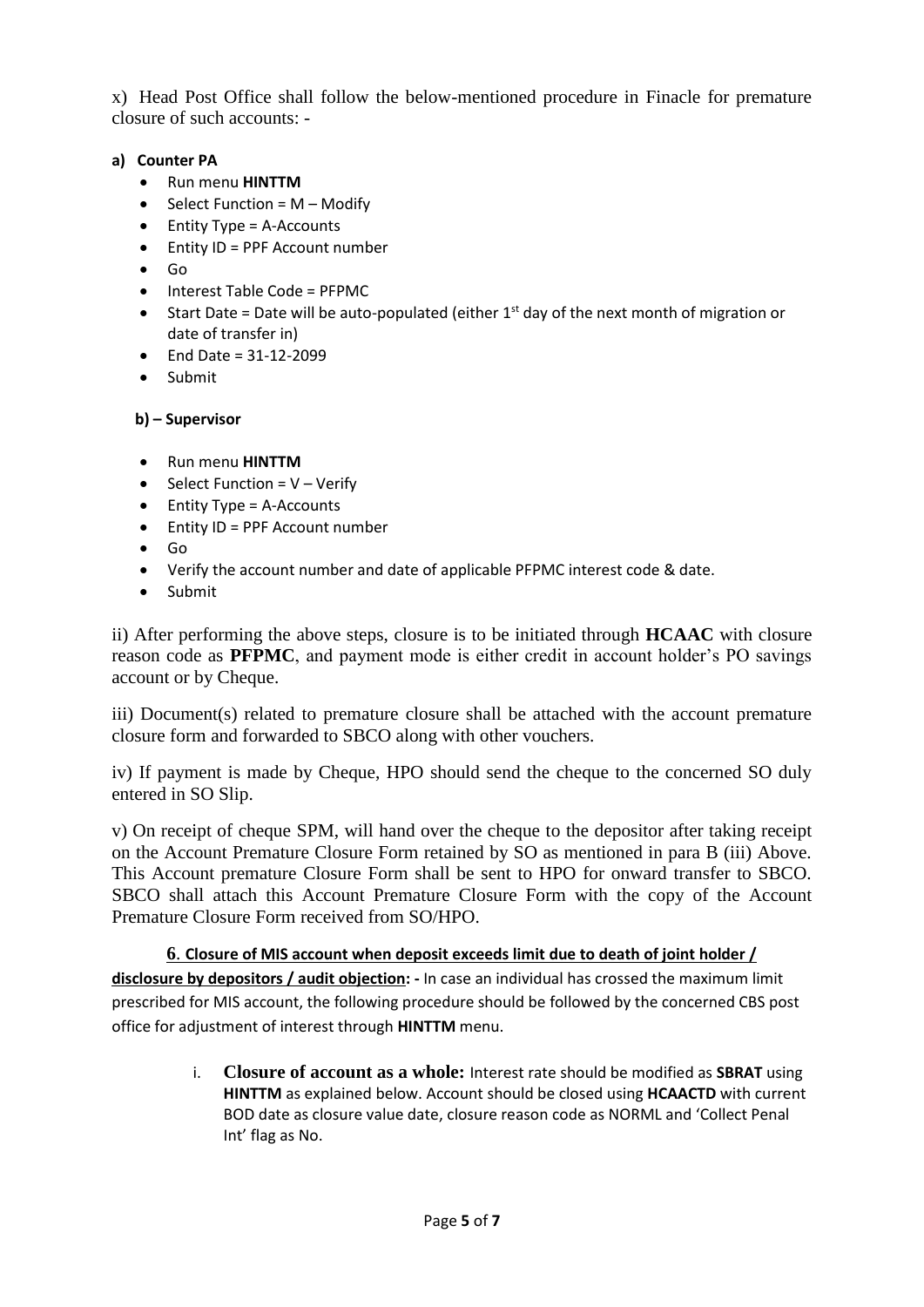x) Head Post Office shall follow the below-mentioned procedure in Finacle for premature closure of such accounts: -

**a) Counter PA**

- Run menu **HINTTM**
- Select Function = M – Modify
- Entity Type = A-Accounts
- Entity ID = PPF Account number
- Go
- Interest Table Code = PFPMC
- Start Date = Date will be auto-populated (either 1st day of the next month of migration or date of transfer in)
- End Date = 31-12-2099
- Submit

**b) – Supervisor**

- Run menu **HINTTM**
- Select Function = V – Verify
- Entity Type = A-Accounts
- Entity ID = PPF Account number
- Go
- Verify the account number and date of applicable PFPMC interest code & date.
- Submit

ii) After performing the above steps, closure is to be initiated through **HCAAC** with closure reason code as **PFPMC**, and payment mode is either credit in account holder's PO savings account or by Cheque.

iii) Document(s) related to premature closure shall be attached with the account premature closure form and forwarded to SBCO along with other vouchers.

iv) If payment is made by Cheque, HPO should send the cheque to the concerned SO duly entered in SO Slip.

v) On receipt of cheque SPM, will hand over the cheque to the depositor after taking receipt on the Account Premature Closure Form retained by SO as mentioned in para B (iii) Above. This Account premature Closure Form shall be sent to HPO for onward transfer to SBCO. SBCO shall attach this Account Premature Closure Form with the copy of the Account Premature Closure Form received from SO/HPO.

**6. Closure of MIS account when deposit exceeds limit due to death of joint holder / disclosure by depositors / audit objection: -** In case an individual has crossed the maximum limit prescribed for MIS account, the following procedure should be followed by the concerned CBS post office for adjustment of interest through **HINTTM** menu.

i. **Closure of account as a whole:** Interest rate should be modified as **SBRAT** using **HINTTM** as explained below. Account should be closed using **HCAACTD** with current BOD date as closure value date, closure reason code as NORML and 'Collect Penal Int' flag as No.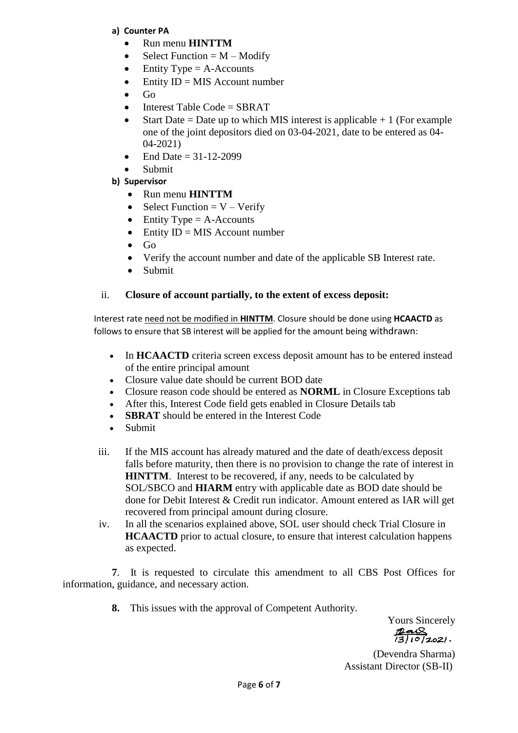**a) Counter PA**

- Run menu **HINTTM**
- Select Function = M – Modify
- Entity Type = A-Accounts
- Entity ID = MIS Account number
- Go
- Interest Table Code = SBRAT
- Start Date = Date up to which MIS interest is applicable + 1 (For example one of the joint depositors died on 03-04-2021, date to be entered as 04-04-2021)
- End Date = 31-12-2099
- Submit

**b) Supervisor**

- Run menu **HINTTM**
- Select Function = V – Verify
- Entity Type = A-Accounts
- Entity ID = MIS Account number
- Go
- Verify the account number and date of the applicable SB Interest rate.
- Submit

ii. **Closure of account partially, to the extent of excess deposit:**

Interest rate <u>need not be modified in **HINTTM**</u>. Closure should be done using **HCAACTD** as follows to ensure that SB interest will be applied for the amount being withdrawn:

- In **HCAACTD** criteria screen excess deposit amount has to be entered instead of the entire principal amount
- Closure value date should be current BOD date
- Closure reason code should be entered as **NORML** in Closure Exceptions tab
- After this, Interest Code field gets enabled in Closure Details tab
- **SBRAT** should be entered in the Interest Code
- Submit

iii. If the MIS account has already matured and the date of death/excess deposit falls before maturity, then there is no provision to change the rate of interest in **HINTTM**. Interest to be recovered, if any, needs to be calculated by SOL/SBCO and **HIARM** entry with applicable date as BOD date should be done for Debit Interest & Credit run indicator. Amount entered as IAR will get recovered from principal amount during closure.

iv. In all the scenarios explained above, SOL user should check Trial Closure in **HCAACTD** prior to actual closure, to ensure that interest calculation happens as expected.

**7**. It is requested to circulate this amendment to all CBS Post Offices for information, guidance, and necessary action.

**8.** This issues with the approval of Competent Authority.

Yours Sincerely

13/10/2021.

(Devendra Sharma)
Assistant Director (SB-II)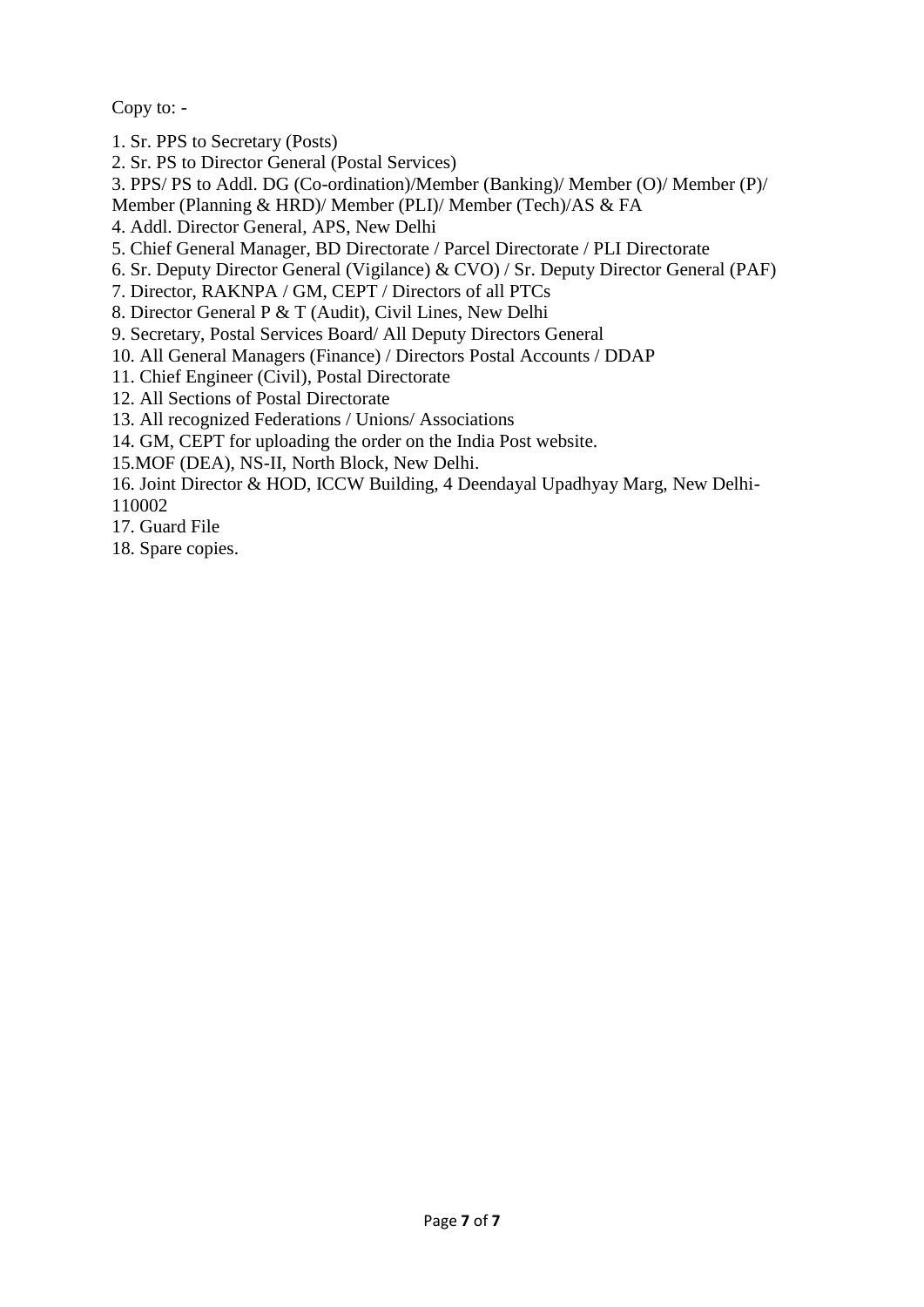Copy to: -

1. Sr. PPS to Secretary (Posts)
2. Sr. PS to Director General (Postal Services)
3. PPS/ PS to Addl. DG (Co-ordination)/Member (Banking)/ Member (O)/ Member (P)/ Member (Planning & HRD)/ Member (PLI)/ Member (Tech)/AS & FA
4. Addl. Director General, APS, New Delhi
5. Chief General Manager, BD Directorate / Parcel Directorate / PLI Directorate
6. Sr. Deputy Director General (Vigilance) & CVO) / Sr. Deputy Director General (PAF)
7. Director, RAKNPA / GM, CEPT / Directors of all PTCs
8. Director General P & T (Audit), Civil Lines, New Delhi
9. Secretary, Postal Services Board/ All Deputy Directors General
10. All General Managers (Finance) / Directors Postal Accounts / DDAP
11. Chief Engineer (Civil), Postal Directorate
12. All Sections of Postal Directorate
13. All recognized Federations / Unions/ Associations
14. GM, CEPT for uploading the order on the India Post website.
15. MOF (DEA), NS-II, North Block, New Delhi.
16. Joint Director & HOD, ICCW Building, 4 Deendayal Upadhyay Marg, New Delhi-110002
17. Guard File
18. Spare copies.